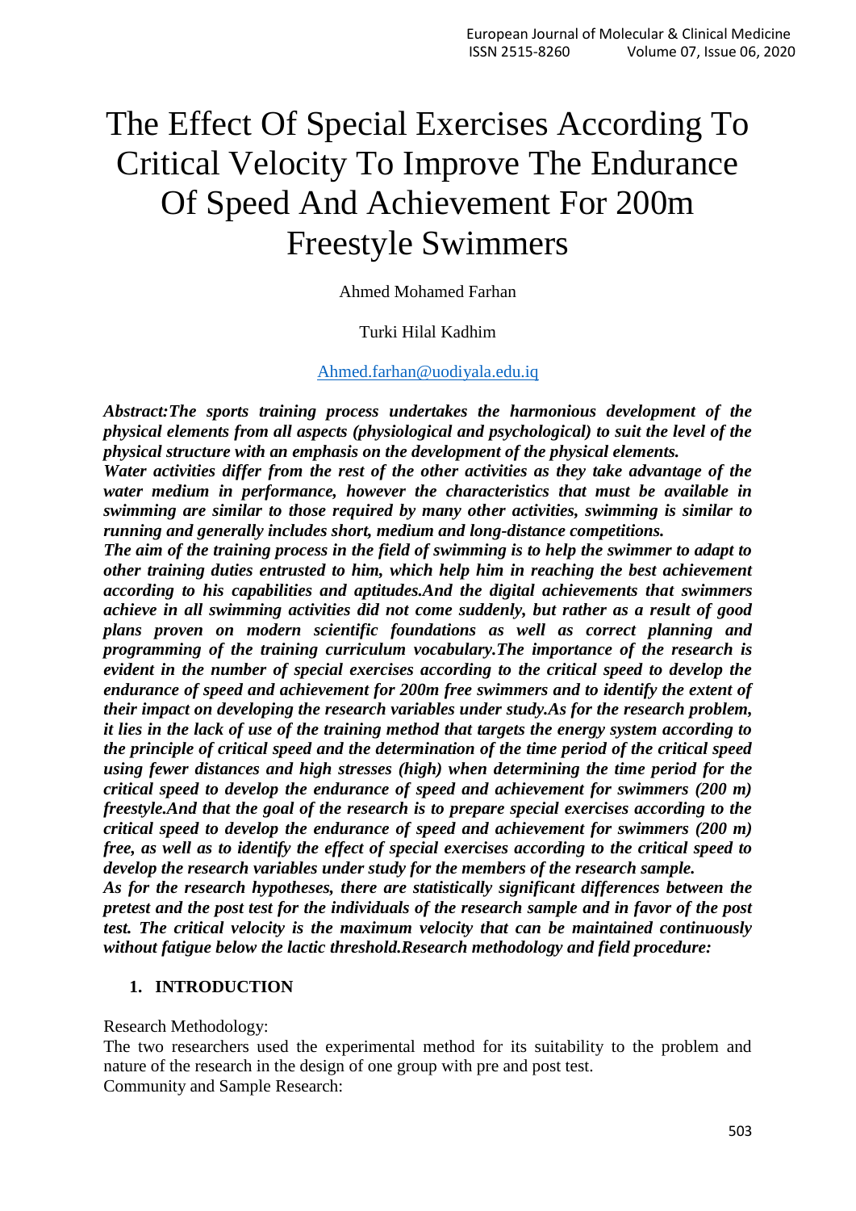# The Effect Of Special Exercises According To Critical Velocity To Improve The Endurance Of Speed And Achievement For 200m Freestyle Swimmers

Ahmed Mohamed Farhan

Turki Hilal Kadhim

Ahmed.farhan@uodiyala.edu.iq

***Abstract:The sports training process undertakes the harmonious development of the physical elements from all aspects (physiological and psychological) to suit the level of the physical structure with an emphasis on the development of the physical elements.***

***Water activities differ from the rest of the other activities as they take advantage of the water medium in performance, however the characteristics that must be available in swimming are similar to those required by many other activities, swimming is similar to running and generally includes short, medium and long-distance competitions.***

***The aim of the training process in the field of swimming is to help the swimmer to adapt to other training duties entrusted to him, which help him in reaching the best achievement according to his capabilities and aptitudes.And the digital achievements that swimmers achieve in all swimming activities did not come suddenly, but rather as a result of good plans proven on modern scientific foundations as well as correct planning and programming of the training curriculum vocabulary.The importance of the research is evident in the number of special exercises according to the critical speed to develop the endurance of speed and achievement for 200m free swimmers and to identify the extent of their impact on developing the research variables under study.As for the research problem, it lies in the lack of use of the training method that targets the energy system according to the principle of critical speed and the determination of the time period of the critical speed using fewer distances and high stresses (high) when determining the time period for the critical speed to develop the endurance of speed and achievement for swimmers (200 m) freestyle.And that the goal of the research is to prepare special exercises according to the critical speed to develop the endurance of speed and achievement for swimmers (200 m) free, as well as to identify the effect of special exercises according to the critical speed to develop the research variables under study for the members of the research sample.***

***As for the research hypotheses, there are statistically significant differences between the pretest and the post test for the individuals of the research sample and in favor of the post test. The critical velocity is the maximum velocity that can be maintained continuously without fatigue below the lactic threshold.Research methodology and field procedure:***

## 1. INTRODUCTION

Research Methodology:

The two researchers used the experimental method for its suitability to the problem and nature of the research in the design of one group with pre and post test.

Community and Sample Research: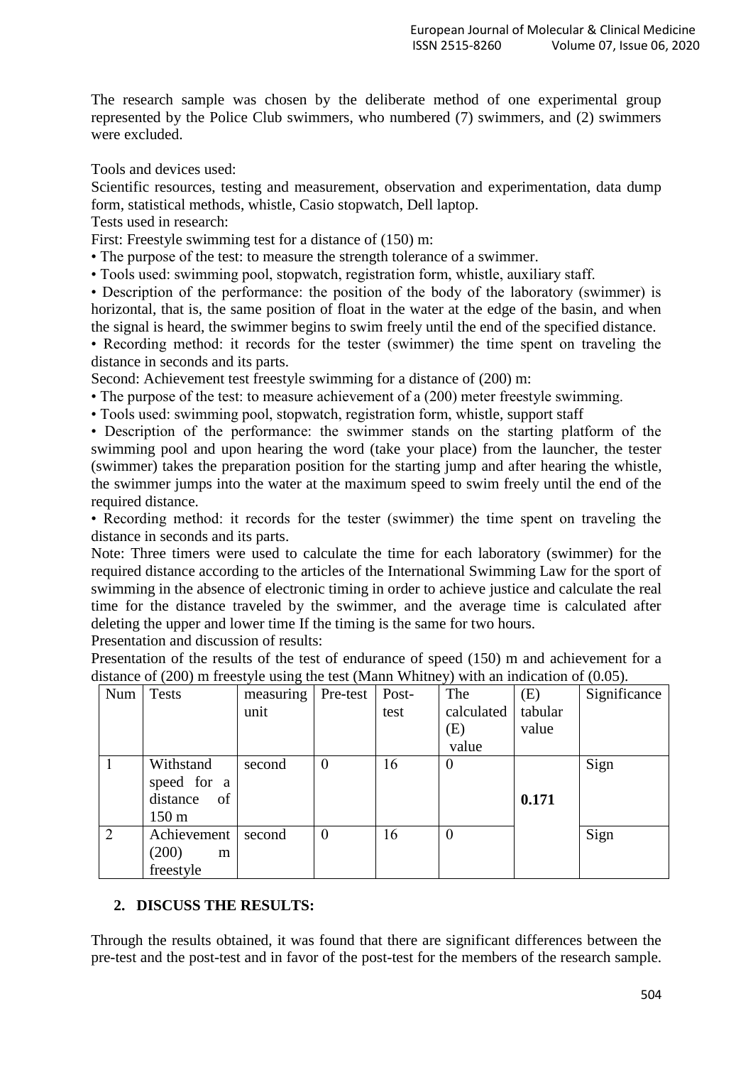The research sample was chosen by the deliberate method of one experimental group represented by the Police Club swimmers, who numbered (7) swimmers, and (2) swimmers were excluded.

Tools and devices used:

Scientific resources, testing and measurement, observation and experimentation, data dump form, statistical methods, whistle, Casio stopwatch, Dell laptop.

Tests used in research:

First: Freestyle swimming test for a distance of (150) m:

- The purpose of the test: to measure the strength tolerance of a swimmer.
- Tools used: swimming pool, stopwatch, registration form, whistle, auxiliary staff.
- Description of the performance: the position of the body of the laboratory (swimmer) is horizontal, that is, the same position of float in the water at the edge of the basin, and when the signal is heard, the swimmer begins to swim freely until the end of the specified distance.
- Recording method: it records for the tester (swimmer) the time spent on traveling the distance in seconds and its parts.

Second: Achievement test freestyle swimming for a distance of (200) m:

- The purpose of the test: to measure achievement of a (200) meter freestyle swimming.
- Tools used: swimming pool, stopwatch, registration form, whistle, support staff
- Description of the performance: the swimmer stands on the starting platform of the swimming pool and upon hearing the word (take your place) from the launcher, the tester (swimmer) takes the preparation position for the starting jump and after hearing the whistle, the swimmer jumps into the water at the maximum speed to swim freely until the end of the required distance.
- Recording method: it records for the tester (swimmer) the time spent on traveling the distance in seconds and its parts.

Note: Three timers were used to calculate the time for each laboratory (swimmer) for the required distance according to the articles of the International Swimming Law for the sport of swimming in the absence of electronic timing in order to achieve justice and calculate the real time for the distance traveled by the swimmer, and the average time is calculated after deleting the upper and lower time If the timing is the same for two hours.

Presentation and discussion of results:

Presentation of the results of the test of endurance of speed (150) m and achievement for a distance of (200) m freestyle using the test (Mann Whitney) with an indication of (0.05).

| Num | Tests | measuring unit | Pre-test | Post-test | The calculated (E) value | (E) tabular value | Significance |
|---|---|---|---|---|---|---|---|
| 1 | Withstand speed for a distance of 150 m | second | 0 | 16 | 0 | **0.171** | Sign |
| 2 | Achievement (200) m freestyle | second | 0 | 16 | 0 | | Sign |

## 2. DISCUSS THE RESULTS:

Through the results obtained, it was found that there are significant differences between the pre-test and the post-test and in favor of the post-test for the members of the research sample.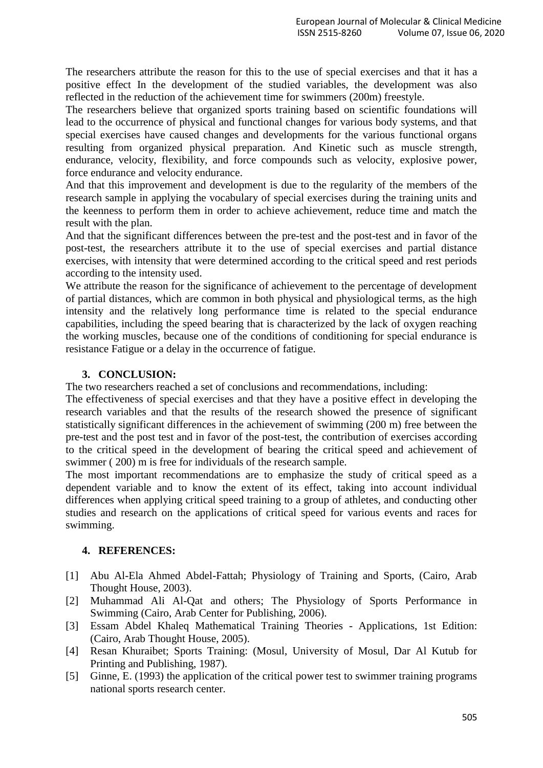The researchers attribute the reason for this to the use of special exercises and that it has a positive effect In the development of the studied variables, the development was also reflected in the reduction of the achievement time for swimmers (200m) freestyle.

The researchers believe that organized sports training based on scientific foundations will lead to the occurrence of physical and functional changes for various body systems, and that special exercises have caused changes and developments for the various functional organs resulting from organized physical preparation. And Kinetic such as muscle strength, endurance, velocity, flexibility, and force compounds such as velocity, explosive power, force endurance and velocity endurance.

And that this improvement and development is due to the regularity of the members of the research sample in applying the vocabulary of special exercises during the training units and the keenness to perform them in order to achieve achievement, reduce time and match the result with the plan.

And that the significant differences between the pre-test and the post-test and in favor of the post-test, the researchers attribute it to the use of special exercises and partial distance exercises, with intensity that were determined according to the critical speed and rest periods according to the intensity used.

We attribute the reason for the significance of achievement to the percentage of development of partial distances, which are common in both physical and physiological terms, as the high intensity and the relatively long performance time is related to the special endurance capabilities, including the speed bearing that is characterized by the lack of oxygen reaching the working muscles, because one of the conditions of conditioning for special endurance is resistance Fatigue or a delay in the occurrence of fatigue.

## 3. CONCLUSION:

The two researchers reached a set of conclusions and recommendations, including:

The effectiveness of special exercises and that they have a positive effect in developing the research variables and that the results of the research showed the presence of significant statistically significant differences in the achievement of swimming (200 m) free between the pre-test and the post test and in favor of the post-test, the contribution of exercises according to the critical speed in the development of bearing the critical speed and achievement of swimmer ( 200) m is free for individuals of the research sample.

The most important recommendations are to emphasize the study of critical speed as a dependent variable and to know the extent of its effect, taking into account individual differences when applying critical speed training to a group of athletes, and conducting other studies and research on the applications of critical speed for various events and races for swimming.

## 4. REFERENCES:

[1] Abu Al-Ela Ahmed Abdel-Fattah; Physiology of Training and Sports, (Cairo, Arab Thought House, 2003).

[2] Muhammad Ali Al-Qat and others; The Physiology of Sports Performance in Swimming (Cairo, Arab Center for Publishing, 2006).

[3] Essam Abdel Khaleq Mathematical Training Theories - Applications, 1st Edition: (Cairo, Arab Thought House, 2005).

[4] Resan Khuraibet; Sports Training: (Mosul, University of Mosul, Dar Al Kutub for Printing and Publishing, 1987).

[5] Ginne, E. (1993) the application of the critical power test to swimmer training programs national sports research center.